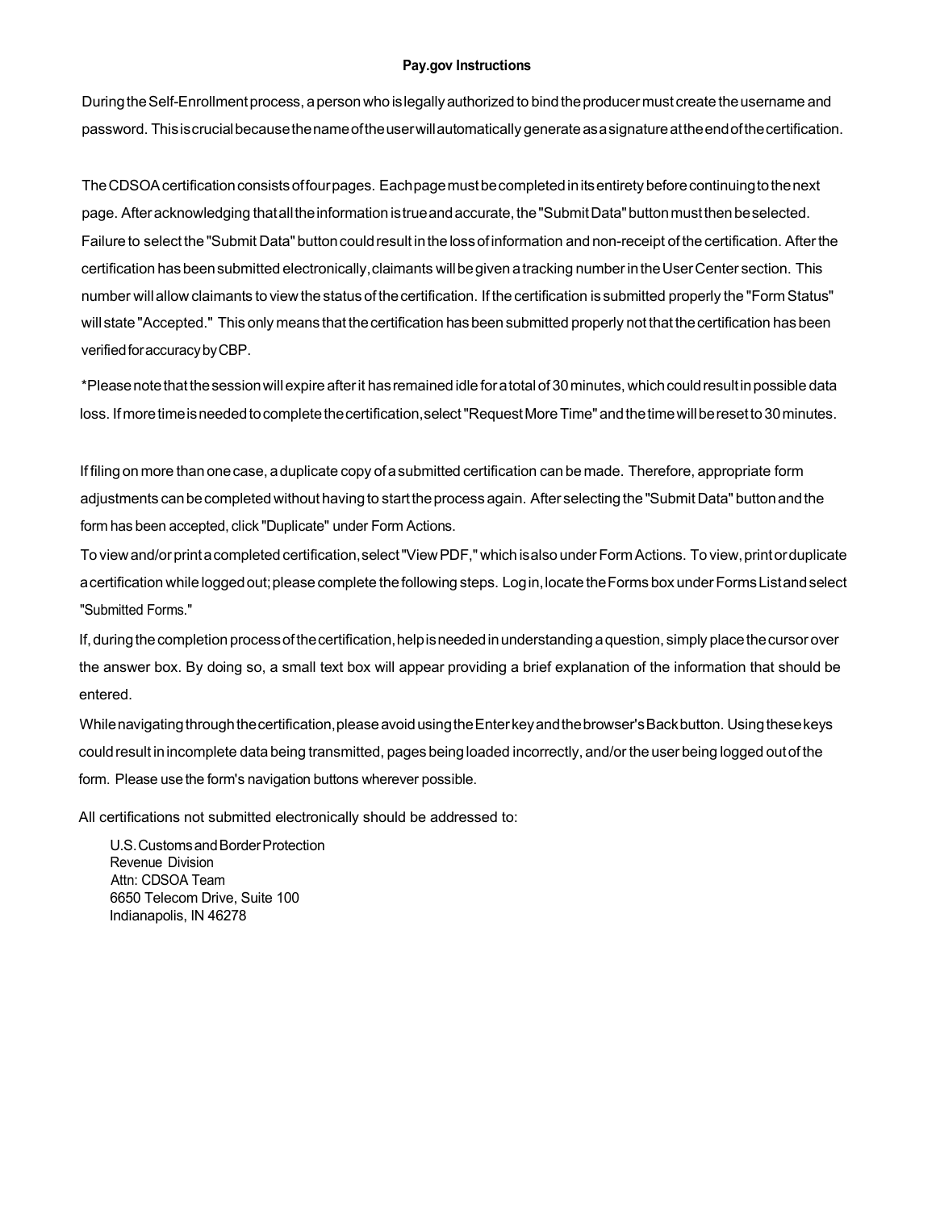## Pay.gov Instructions

During the Self-Enrollment process, a person who is legally authorized to bind the producer must create the username and password. This is crucial because the name of the user will automatically generate as a signature at the end of the certification.

The CDSOA certification consists of four pages. Each page must be completed in its entirety before continuing to the next page. After acknowledging that all the information is true and accurate, the "Submit Data" button must then be selected. Failure to select the "Submit Data" button could result in the loss of information and non-receipt of the certification. After the certification has been submitted electronically, claimants will be given a tracking number in the User Center section. This number will allow claimants to view the status of the certification. If the certification is submitted properly the "Form Status" will state "Accepted." This only means that the certification has been submitted properly not that the certification has been verified for accuracy by CBP.

*Please note that the session will expire after it has remained idle for a total of 30 minutes, which could result in possible data loss. If more time is needed to complete the certification, select "Request More Time" and the time will be reset to 30 minutes.

If filing on more than one case, a duplicate copy of a submitted certification can be made. Therefore, appropriate form adjustments can be completed without having to start the process again. After selecting the "Submit Data" button and the form has been accepted, click "Duplicate" under Form Actions.

To view and/or print a completed certification, select "View PDF," which is also under Form Actions. To view, print or duplicate a certification while logged out; please complete the following steps. Log in, locate the Forms box under Forms List and select "Submitted Forms."

If, during the completion process of the certification, help is needed in understanding a question, simply place the cursor over the answer box. By doing so, a small text box will appear providing a brief explanation of the information that should be entered.

While navigating through the certification, please avoid using the Enter key and the browser's Back button. Using these keys could result in incomplete data being transmitted, pages being loaded incorrectly, and/or the user being logged out of the form. Please use the form's navigation buttons wherever possible.

All certifications not submitted electronically should be addressed to:

U.S. Customs and Border Protection  
Revenue Division  
Attn: CDSOA Team  
6650 Telecom Drive, Suite 100  
Indianapolis, IN 46278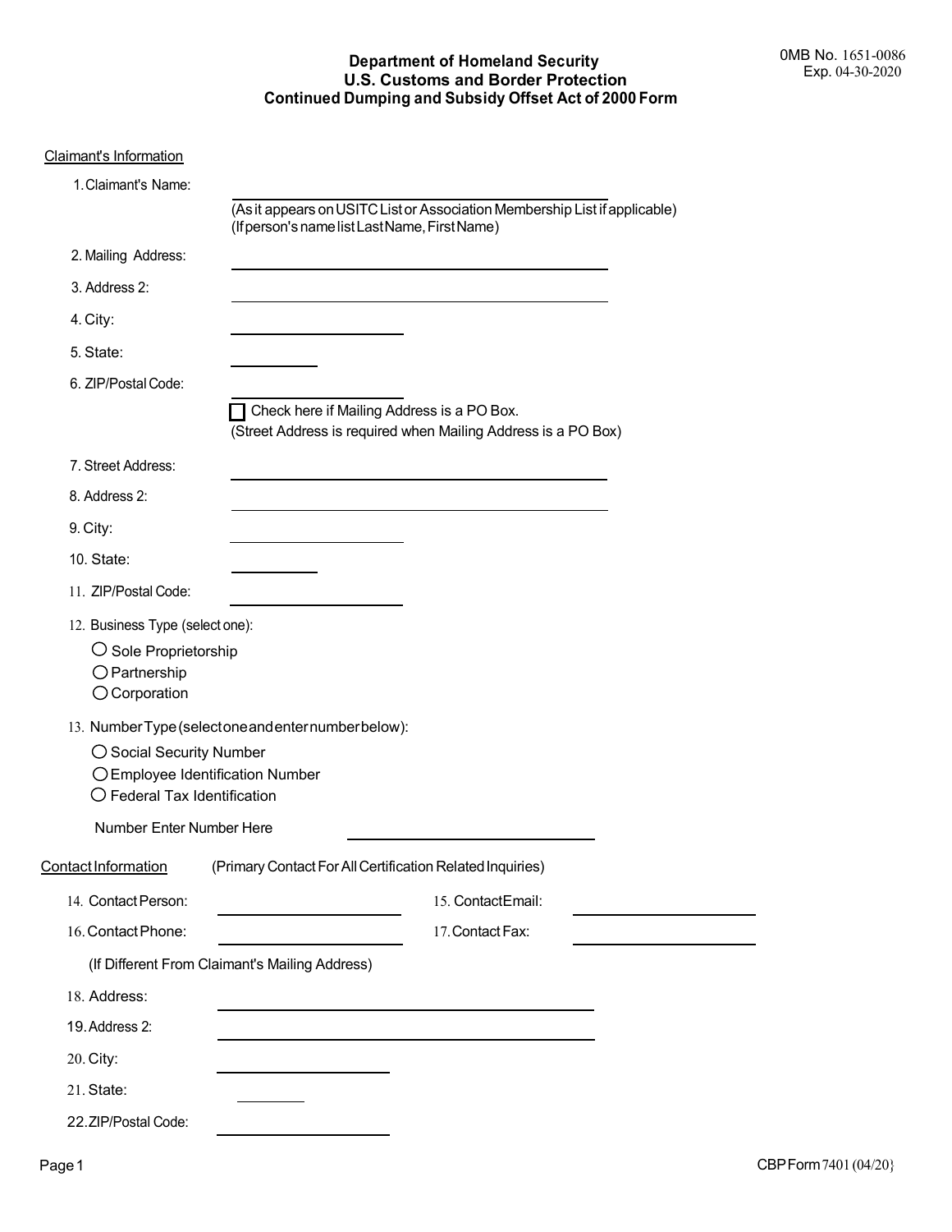OMB No. 1651-0086
Exp. 04-30-2020

# Department of Homeland Security
## U.S. Customs and Border Protection
## Continued Dumping and Subsidy Offset Act of 2000 Form

### Claimant's Information

1. Claimant's Name: ______________________________

   (As it appears on USITC List or Association Membership List if applicable)
   (If person's name list Last Name, First Name)

2. Mailing Address: ______________________________

3. Address 2: ______________________________

4. City: ______________________________

5. State: ______________________________

6. ZIP/Postal Code: ______________________________

   ☐ Check here if Mailing Address is a PO Box.
   (Street Address is required when Mailing Address is a PO Box)

7. Street Address: ______________________________

8. Address 2: ______________________________

9. City: ______________________________

10. State: ______________________________

11. ZIP/Postal Code: ______________________________

12. Business Type (select one):
    - ◯ Sole Proprietorship
    - ◯ Partnership
    - ◯ Corporation

13. Number Type (select one and enter number below):
    - ◯ Social Security Number
    - ◯ Employee Identification Number
    - ◯ Federal Tax Identification

    Number Enter Number Here ______________________________

### Contact Information (Primary Contact For All Certification Related Inquiries)

14. Contact Person: ______________________________

15. Contact Email: ______________________________

16. Contact Phone: ______________________________

17. Contact Fax: ______________________________

    (If Different From Claimant's Mailing Address)

18. Address: ______________________________

19. Address 2: ______________________________

20. City: ______________________________

21. State: ______________________________

22. ZIP/Postal Code: ______________________________

CBP Form 7401 (04/20)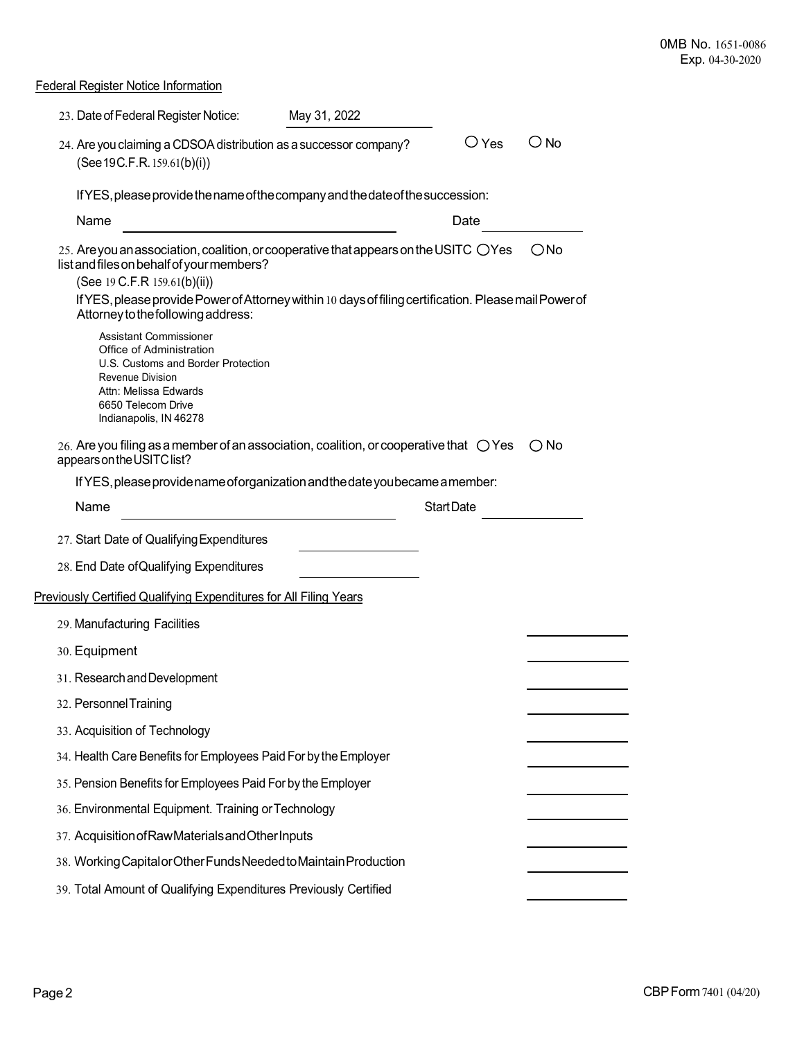OMB No. 1651-0086
Exp. 04-30-2020

Federal Register Notice Information

23. Date of Federal Register Notice: May 31, 2022

24. Are you claiming a CDSOA distribution as a successor company? ○ Yes ○ No
(See 19 C.F.R. 159.61(b)(i))

If YES, please provide the name of the company and the date of the succession:

Name ______________________ Date __________

25. Are you an association, coalition, or cooperative that appears on the USITC list and files on behalf of your members? ○ Yes ○ No
(See 19 C.F.R 159.61(b)(ii))

If YES, please provide Power of Attorney within 10 days of filing certification. Please mail Power of Attorney to the following address:

Assistant Commissioner
Office of Administration
U.S. Customs and Border Protection
Revenue Division
Attn: Melissa Edwards
6650 Telecom Drive
Indianapolis, IN 46278

26. Are you filing as a member of an association, coalition, or cooperative that appears on the USITC list? ○ Yes ○ No

If YES, please provide name of organization and the date you became a member:

Name ______________________ Start Date __________

27. Start Date of Qualifying Expenditures __________

28. End Date of Qualifying Expenditures __________

Previously Certified Qualifying Expenditures for All Filing Years

29. Manufacturing Facilities __________

30. Equipment __________

31. Research and Development __________

32. Personnel Training __________

33. Acquisition of Technology __________

34. Health Care Benefits for Employees Paid For by the Employer __________

35. Pension Benefits for Employees Paid For by the Employer __________

36. Environmental Equipment. Training or Technology __________

37. Acquisition of Raw Materials and Other Inputs __________

38. Working Capital or Other Funds Needed to Maintain Production __________

39. Total Amount of Qualifying Expenditures Previously Certified __________

CBP Form 7401 (04/20)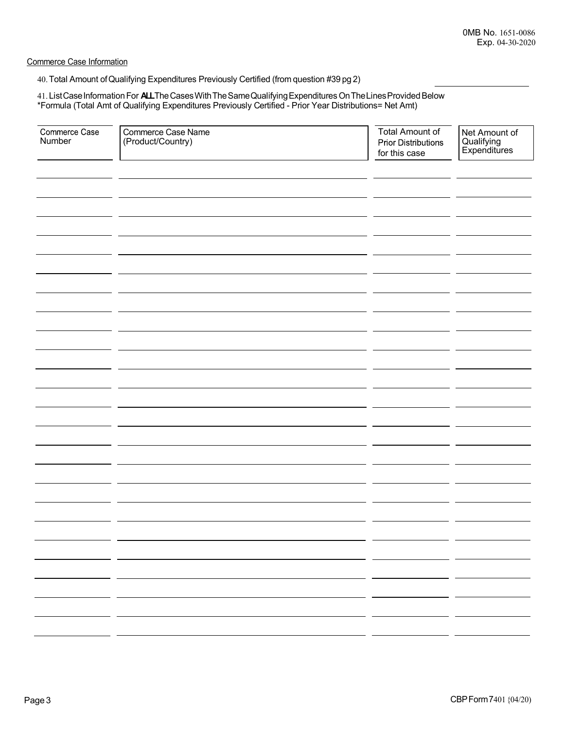OMB No. 1651-0086
Exp. 04-30-2020

Commerce Case Information

40. Total Amount of Qualifying Expenditures Previously Certified (from question #39 pg 2) ____________________

41. List Case Information For **ALL** The Cases With The Same Qualifying Expenditures On The Lines Provided Below
*Formula (Total Amt of Qualifying Expenditures Previously Certified - Prior Year Distributions= Net Amt)

| Commerce Case Number | Commerce Case Name (Product/Country) | Total Amount of Prior Distributions for this case | Net Amount of Qualifying Expenditures |
|---|---|---|---|
| | | | |
| | | | |
| | | | |
| | | | |
| | | | |
| | | | |
| | | | |
| | | | |
| | | | |
| | | | |
| | | | |
| | | | |
| | | | |
| | | | |
| | | | |
| | | | |
| | | | |
| | | | |
| | | | |
| | | | |
| | | | |
| | | | |
| | | | |
| | | | |
| | | | |

CBP Form 7401 (04/20)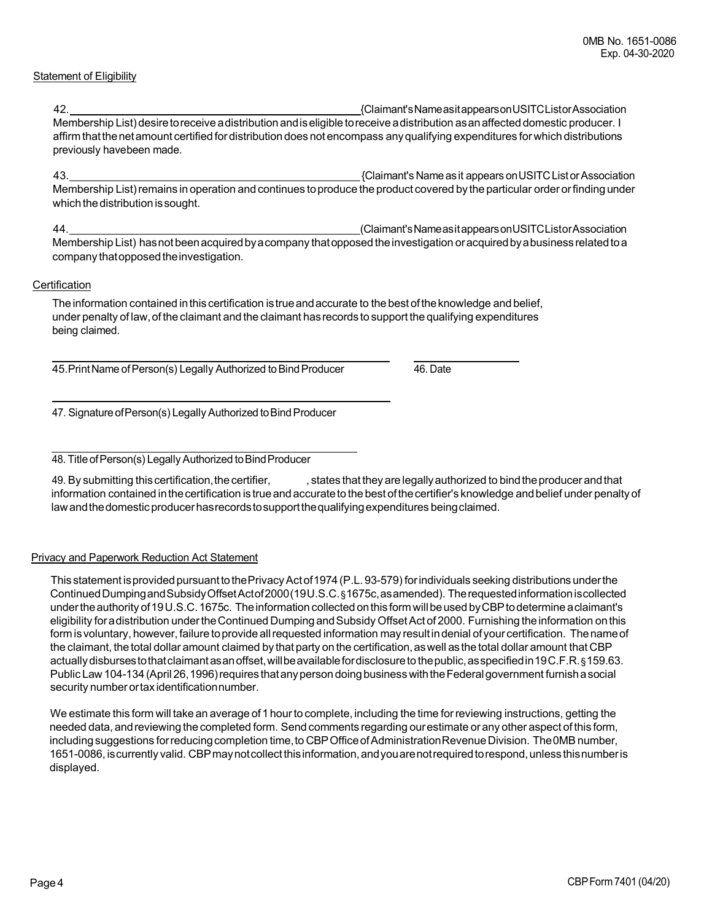Statement of Eligibility

42. ______________________________ {Claimant's Name as it appears on USITC List or Association Membership List) desire to receive a distribution and is eligible to receive a distribution as an affected domestic producer. I affirm that the net amount certified for distribution does not encompass any qualifying expenditures for which distributions previously have been made.

43. ______________________________ {Claimant's Name as it appears on USITC List or Association Membership List) remains in operation and continues to produce the product covered by the particular order or finding under which the distribution is sought.

44. ______________________________ (Claimant's Name as it appears on USITC List or Association Membership List) has not been acquired by a company that opposed the investigation or acquired by a business related to a company that opposed the investigation.

Certification

The information contained in this certification is true and accurate to the best of the knowledge and belief, under penalty of law, of the claimant and the claimant has records to support the qualifying expenditures being claimed.

______________________________

45. Print Name of Person(s) Legally Authorized to Bind Producer

______________

46. Date

______________________________

47. Signature of Person(s) Legally Authorized to Bind Producer

______________________________

48. Title of Person(s) Legally Authorized to Bind Producer

49. By submitting this certification, the certifier, , states that they are legally authorized to bind the producer and that information contained in the certification is true and accurate to the best of the certifier's knowledge and belief under penalty of law and the domestic producer has records to support the qualifying expenditures being claimed.

Privacy and Paperwork Reduction Act Statement

This statement is provided pursuant to the Privacy Act of 1974 (P.L. 93-579) for individuals seeking distributions under the Continued Dumping and Subsidy Offset Act of 2000 (19 U.S.C. §1675c, as amended). The requested information is collected under the authority of 19 U.S.C. 1675c. The information collected on this form will be used by CBP to determine a claimant's eligibility for a distribution under the Continued Dumping and Subsidy Offset Act of 2000. Furnishing the information on this form is voluntary, however, failure to provide all requested information may result in denial of your certification. The name of the claimant, the total dollar amount claimed by that party on the certification, as well as the total dollar amount that CBP actually disburses to that claimant as an offset, will be available for disclosure to the public, as specified in 19 C.F.R. §159.63. Public Law 104-134 (April 26, 1996) requires that any person doing business with the Federal government furnish a social security number or tax identification number.

We estimate this form will take an average of 1 hour to complete, including the time for reviewing instructions, getting the needed data, and reviewing the completed form. Send comments regarding our estimate or any other aspect of this form, including suggestions for reducing completion time, to CBP Office of Administration Revenue Division. The 0MB number, 1651-0086, is currently valid. CBP may not collect this information, and you are not required to respond, unless this number is displayed.